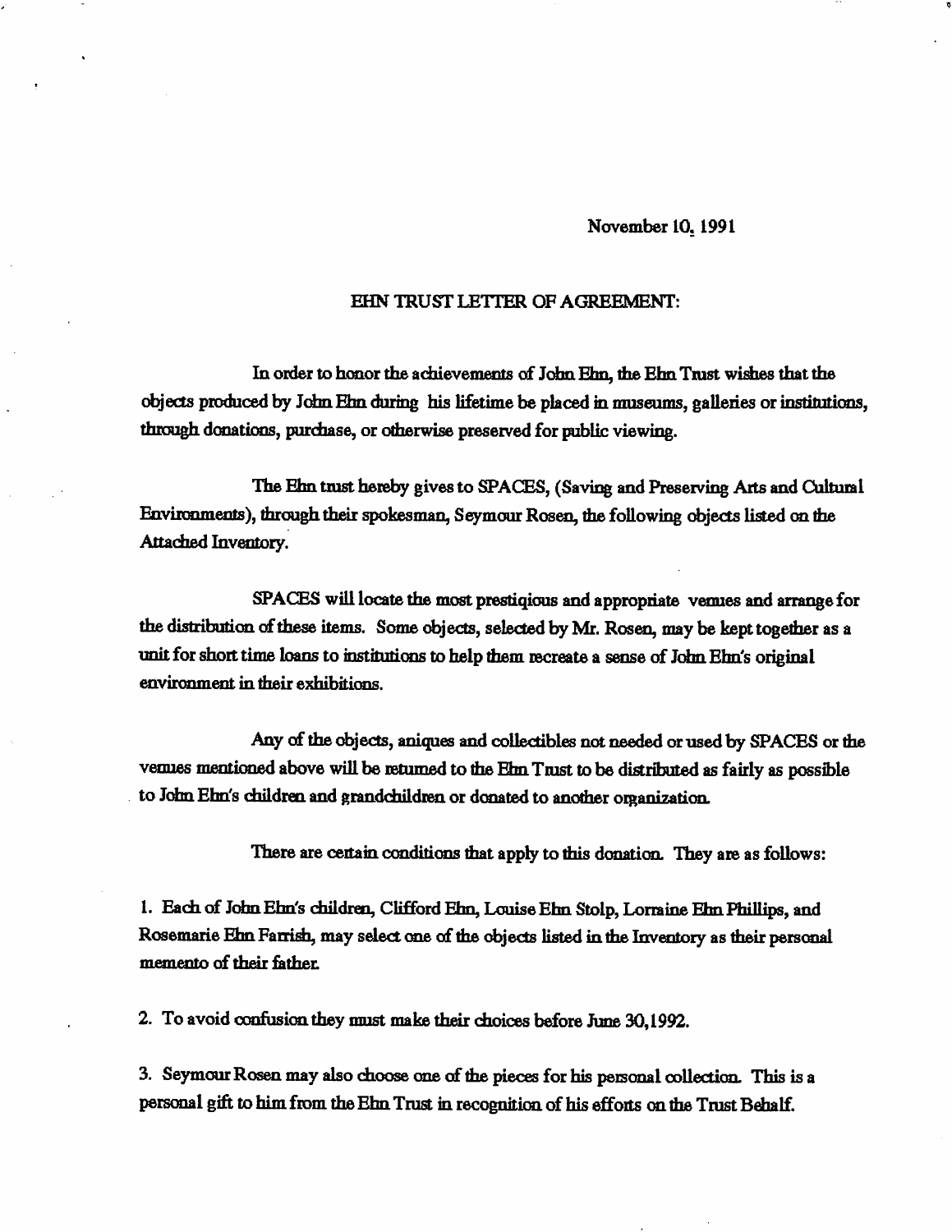November 10, 1991

## EHN TRUST LETTER OF AGREEMENT:

In order to honor the achievements of John Ehn, the Ehn Trust wishes that the objects produced by John Ehn during his lifetime be placed in museums, galleries or institutions, through donations, purchase, or otherwise preserved for public viewing.

The Ehn trust hereby gives to SPACES, (Saving and Preserving Arts and Cultural Environments), through their spokesman, Seymour Rosen, the following objects listed on the Attached Inventory.

SPACES will locate the most prestiqious and appropriate venues and arrange for the distribution of these items. Some objects, selected by Mr. Rosen, may be kept together as a unit for short time loans to institutions to help them recreate a sense of John Ehn's original environment in their exhibitions.

Any of the objects, aniques and collectibles not needed or used by SPACES or the venues mentioned above will be returned to the Ehn Trust to be distributed as fairly as possible to John Ehn's children and grandchildren or donated to another organization.

There are certain conditions that apply to this donation. They are as follows:

1. Each of John Ehn's children, Clifford Ehn, Louise Ehn Stolp, Lorraine Ehn Phillips, and Rosemarie Ehn Farrish, may select one of the objects listed in the Inventory as their personal memento of their father.

2. To avoid confusion they must make their choices before June 30,1992.

3. Seymour Rosen may also choose one of the pieces for his personal collection. This is a personal gift to him from the Ehn Trust in recognition of his efforts on the Trust Behalf.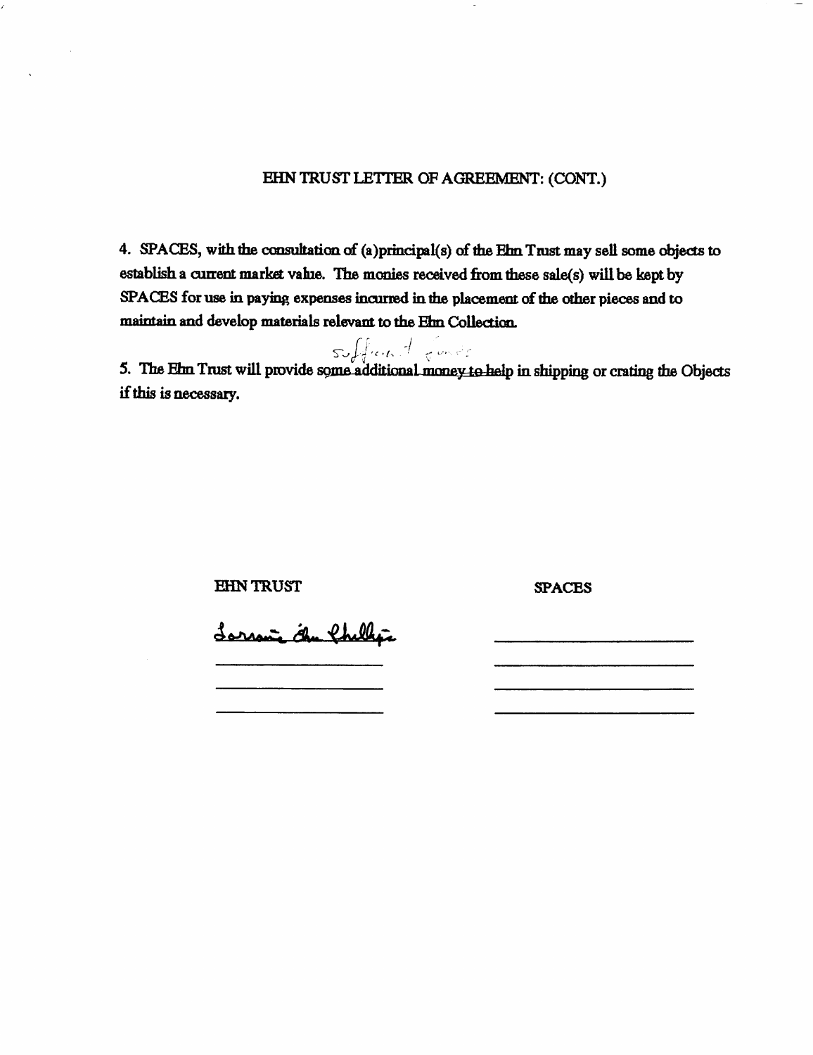EHN TRUST LETTER OF AGREEMENT: (CONT.)

4. SPACES, with the consultation of (a)principal(s) of the Ehn Trust may sell some objects to establish a current market value. The monies received from these sale(s) will be kept by SPACES for use in paying expenses incurred in the placement of the other pieces and to maintain and develop materials relevant to the Ehn Collection.

5. The Ehn Trust will provide ~~some additional money to help~~ sufficient funds in shipping or crating the Objects if this is necessary.

| EHN TRUST | SPACES |
| --- | --- |
| Lorraine Ehn Phillips | |
| | |
| | |
| | |